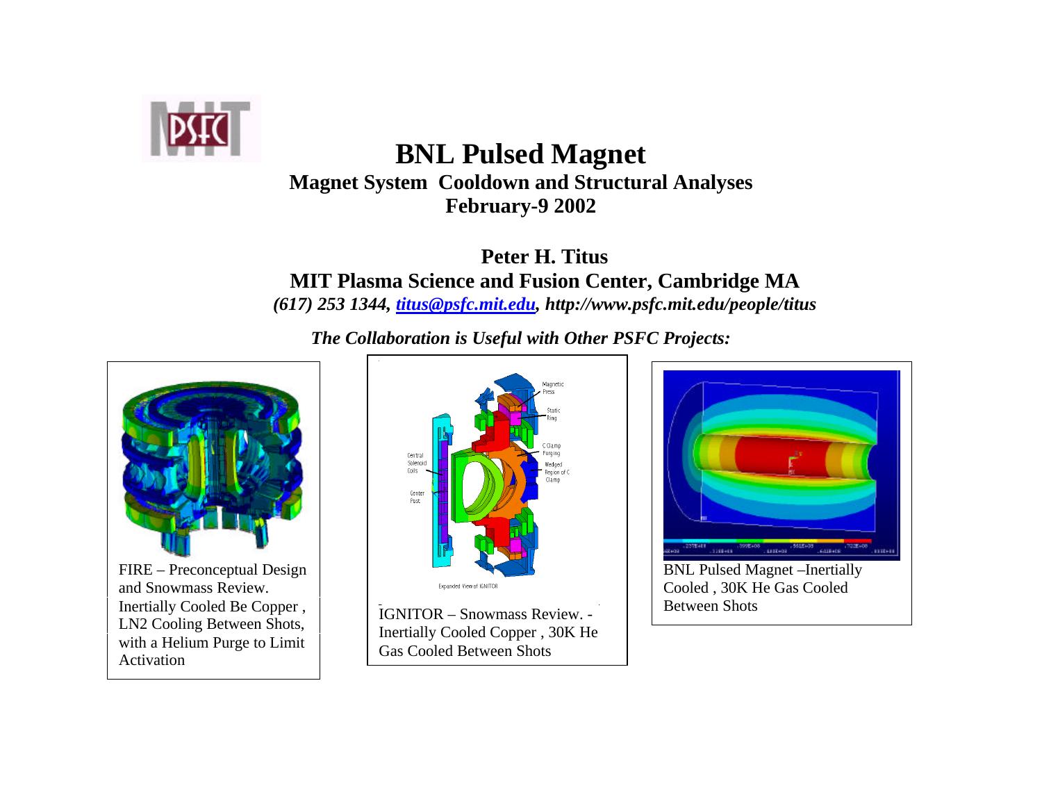# BNL Pulsed Magnet

## Magnet System Cooldown and Structural Analyses

**February-9 2002**

**Peter H. Titus**

**MIT Plasma Science and Fusion Center, Cambridge MA**

***(617) 253 1344, titus@psfc.mit.edu, http://www.psfc.mit.edu/people/titus***

***The Collaboration is Useful with Other PSFC Projects:***

FIRE – Preconceptual Design and Snowmass Review. Inertially Cooled Be Copper , LN2 Cooling Between Shots, with a Helium Purge to Limit Activation

IGNITOR – Snowmass Review. - Inertially Cooled Copper , 30K He Gas Cooled Between Shots

BNL Pulsed Magnet –Inertially Cooled , 30K He Gas Cooled Between Shots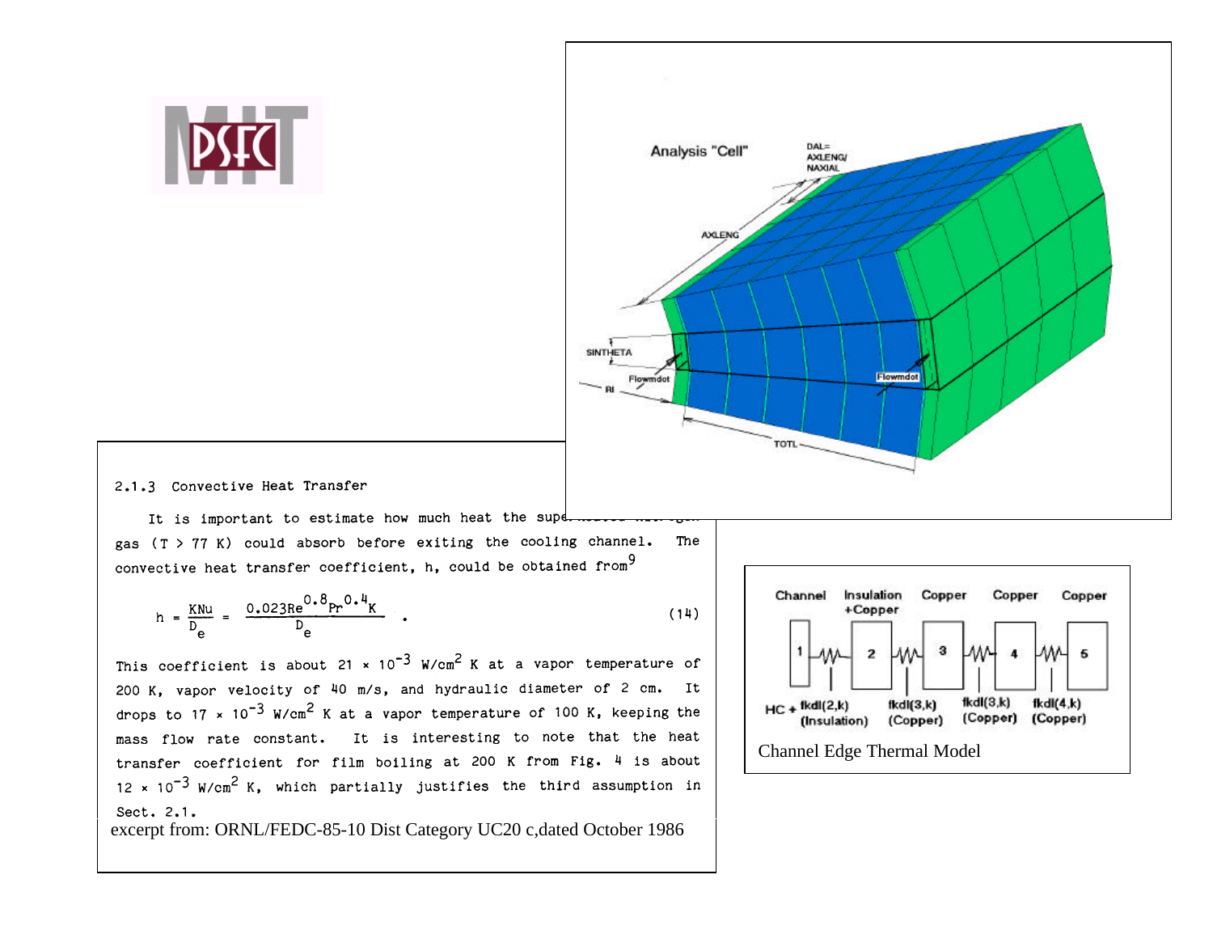### 2.1.3 Convective Heat Transfer

It is important to estimate how much heat the super... gas ($T > 77$ K) could absorb before exiting the cooling channel. The convective heat transfer coefficient, h, could be obtained from[9]

$$h = \frac{KNu}{D_e} = \frac{0.023Re^{0.8}Pr^{0.4}K}{D_e} \quad . \tag{14}$$

This coefficient is about $21 \times 10^{-3}$ W/cm$^2$ K at a vapor temperature of 200 K, vapor velocity of 40 m/s, and hydraulic diameter of 2 cm. It drops to $17 \times 10^{-3}$ W/cm$^2$ K at a vapor temperature of 100 K, keeping the mass flow rate constant. It is interesting to note that the heat transfer coefficient for film boiling at 200 K from Fig. 4 is about $12 \times 10^{-3}$ W/cm$^2$ K, which partially justifies the third assumption in Sect. 2.1.

excerpt from: ORNL/FEDC-85-10 Dist Category UC20 c,dated October 1986

Analysis "Cell"

DAL= AXLENG/NAXIAL

AXLENG

SINTHETA

Flowmdot

RI

TOTL

| Channel | Insulation +Copper | Copper | Copper | Copper |
|---|---|---|---|---|
| 1 | 2 | 3 | 4 | 5 |
| HC + fkdl(2,k) (Insulation) | fkdl(3,k) (Copper) | fkdl(3,k) (Copper) | fkdl(4,k) (Copper) | |

Channel Edge Thermal Model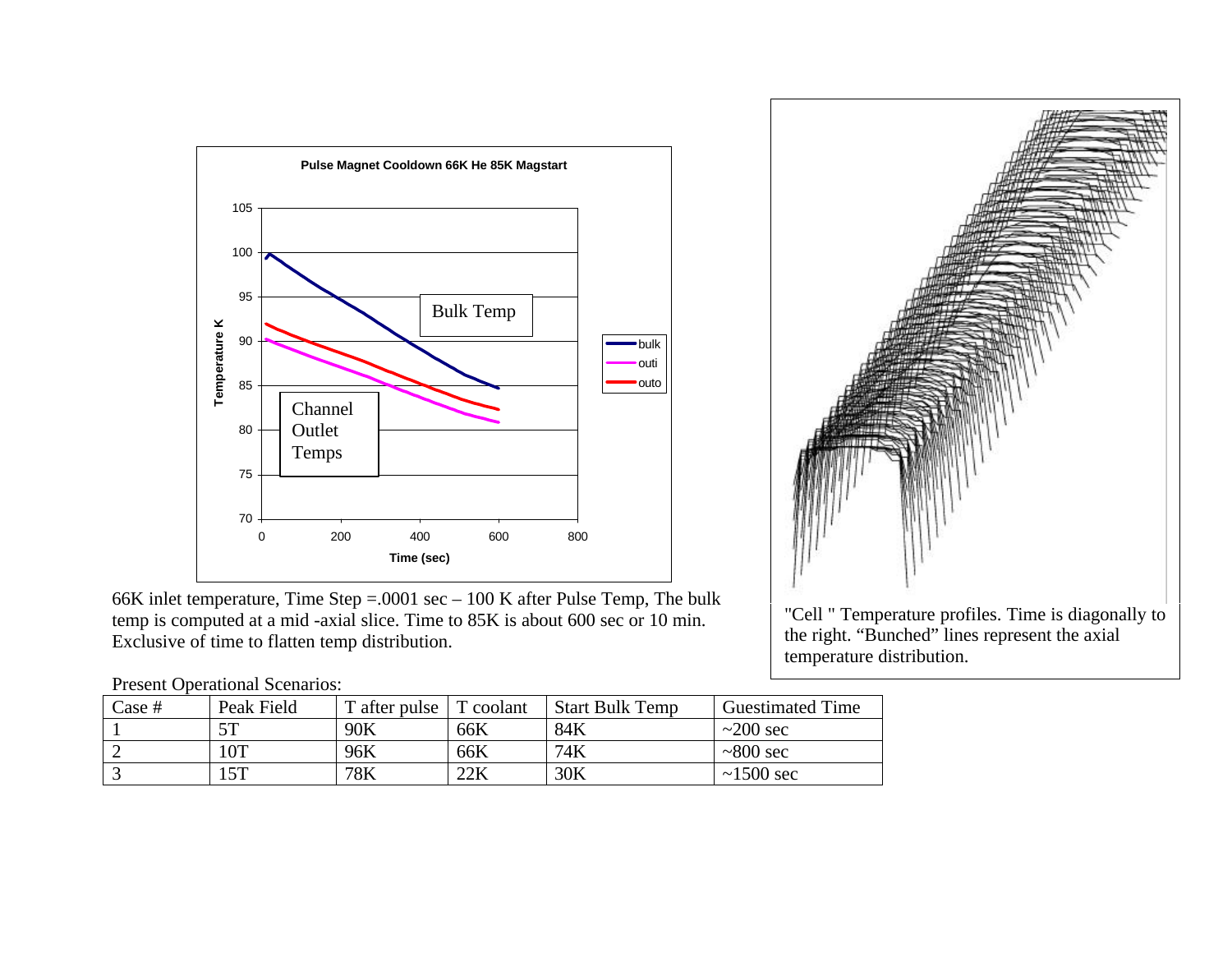66K inlet temperature, Time Step =.0001 sec – 100 K after Pulse Temp, The bulk temp is computed at a mid -axial slice. Time to 85K is about 600 sec or 10 min. Exclusive of time to flatten temp distribution.

"Cell " Temperature profiles. Time is diagonally to the right. "Bunched" lines represent the axial temperature distribution.

Present Operational Scenarios:

| Case # | Peak Field | T after pulse | T coolant | Start Bulk Temp | Guestimated Time |
|---|---|---|---|---|---|
| 1 | 5T | 90K | 66K | 84K | ~200 sec |
| 2 | 10T | 96K | 66K | 74K | ~800 sec |
| 3 | 15T | 78K | 22K | 30K | ~1500 sec |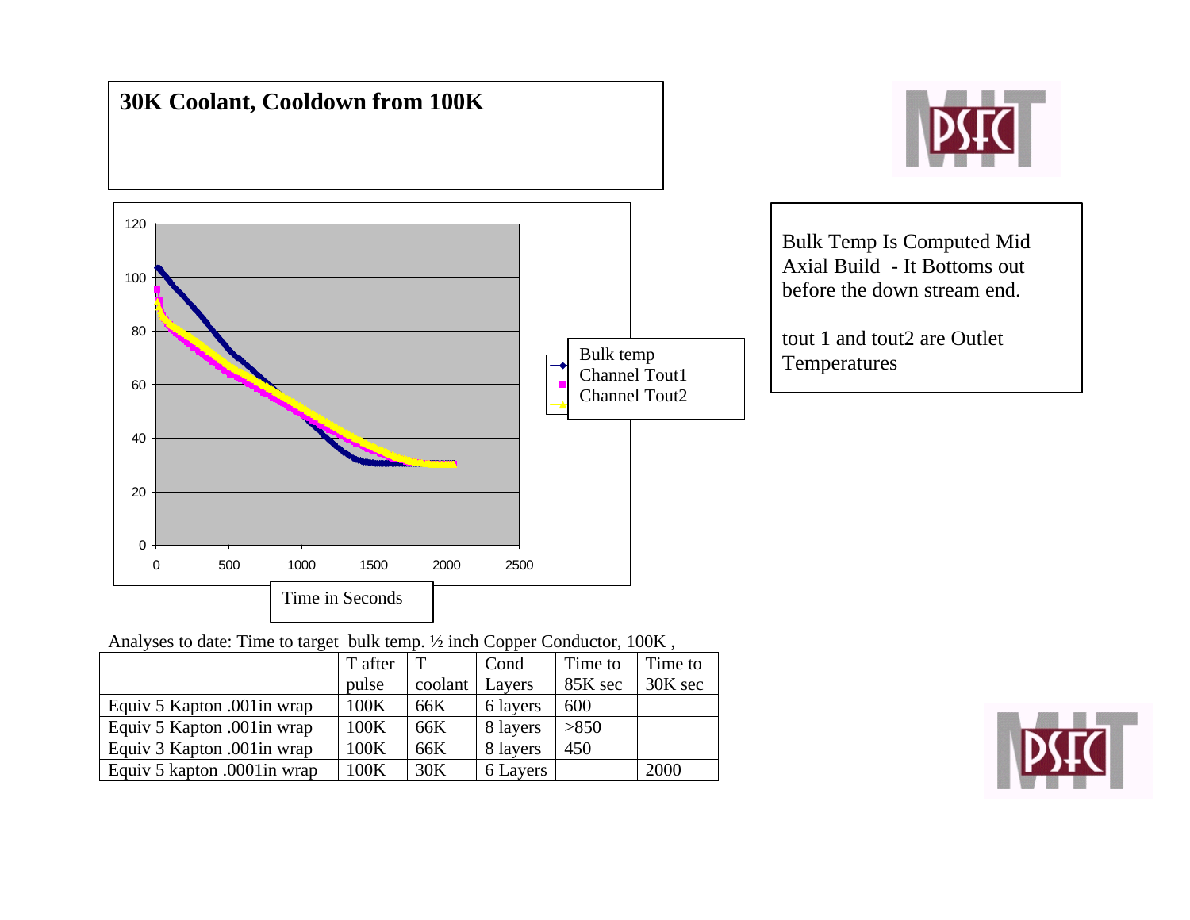# 30K Coolant, Cooldown from 100K

Bulk Temp Is Computed Mid Axial Build - It Bottoms out before the down stream end.

tout 1 and tout2 are Outlet Temperatures

Analyses to date: Time to target bulk temp. ½ inch Copper Conductor, 100K ,

| | T after pulse | T coolant | Cond Layers | Time to 85K sec | Time to 30K sec |
|---|---|---|---|---|---|
| Equiv 5 Kapton .001in wrap | 100K | 66K | 6 layers | 600 | |
| Equiv 5 Kapton .001in wrap | 100K | 66K | 8 layers | >850 | |
| Equiv 3 Kapton .001in wrap | 100K | 66K | 8 layers | 450 | |
| Equiv 5 kapton .0001in wrap | 100K | 30K | 6 Layers | | 2000 |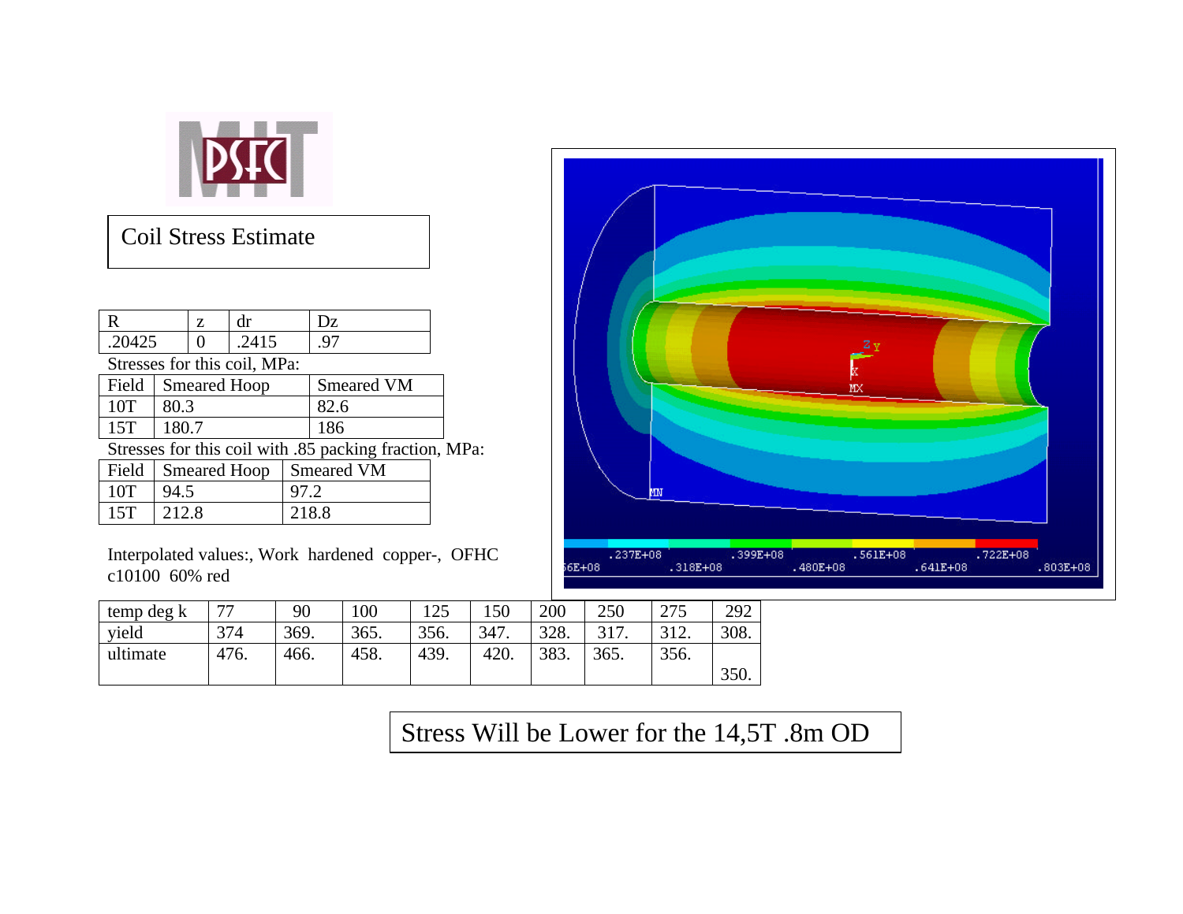# Coil Stress Estimate

| R | z | dr | Dz |
|---|---|---|---|
| .20425 | 0 | .2415 | .97 |

Stresses for this coil, MPa:

| Field | Smeared Hoop | Smeared VM |
|---|---|---|
| 10T | 80.3 | 82.6 |
| 15T | 180.7 | 186 |

Stresses for this coil with .85 packing fraction, MPa:

| Field | Smeared Hoop | Smeared VM |
|---|---|---|
| 10T | 94.5 | 97.2 |
| 15T | 212.8 | 218.8 |

Interpolated values:, Work hardened copper-, OFHC c10100 60% red

| temp deg k | 77 | 90 | 100 | 125 | 150 | 200 | 250 | 275 | 292 |
|---|---|---|---|---|---|---|---|---|---|
| yield | 374 | 369. | 365. | 356. | 347. | 328. | 317. | 312. | 308. |
| ultimate | 476. | 466. | 458. | 439. | 420. | 383. | 365. | 356. | 350. |

Stress Will be Lower for the 14,5T .8m OD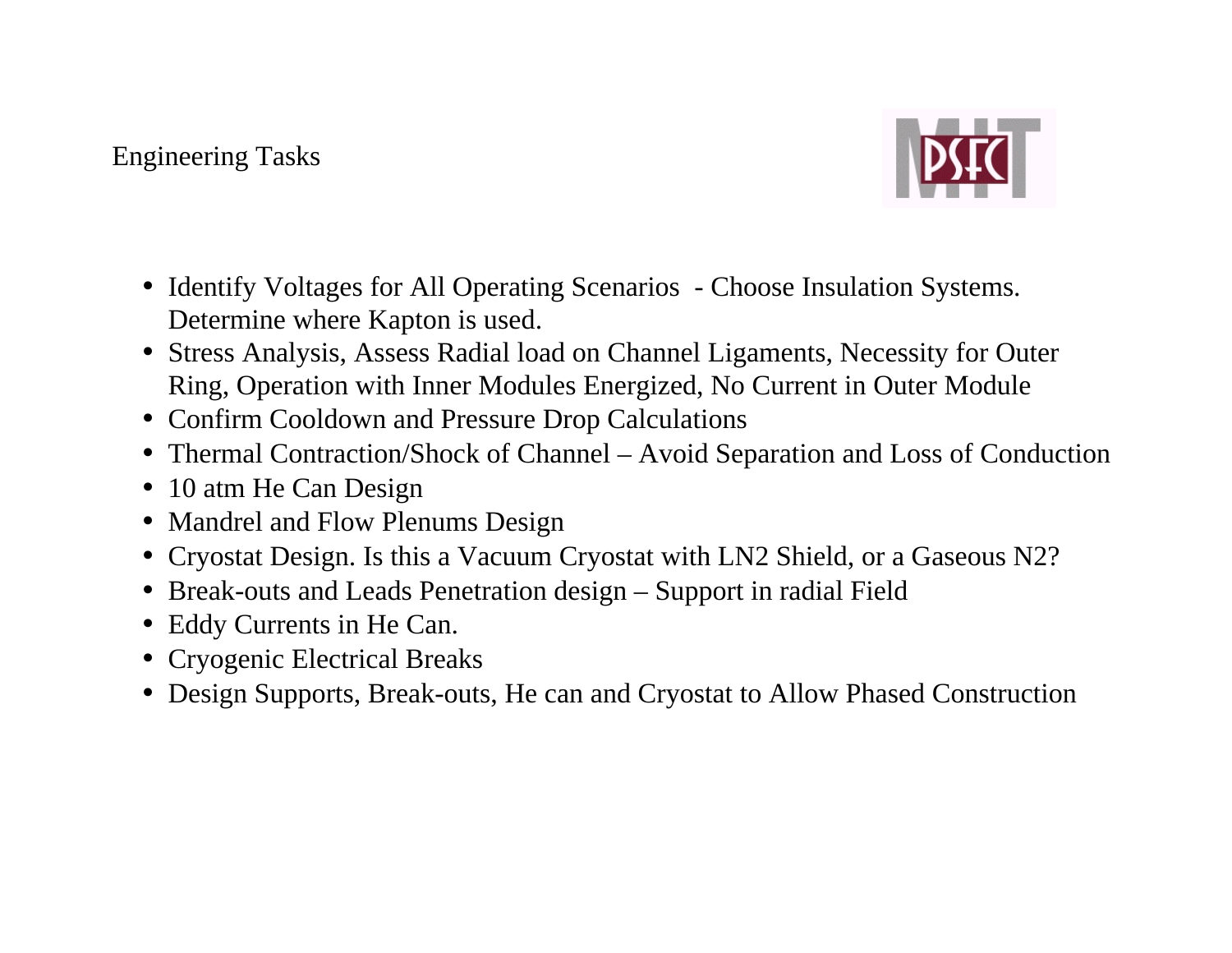# Engineering Tasks

- Identify Voltages for All Operating Scenarios - Choose Insulation Systems. Determine where Kapton is used.
- Stress Analysis, Assess Radial load on Channel Ligaments, Necessity for Outer Ring, Operation with Inner Modules Energized, No Current in Outer Module
- Confirm Cooldown and Pressure Drop Calculations
- Thermal Contraction/Shock of Channel – Avoid Separation and Loss of Conduction
- 10 atm He Can Design
- Mandrel and Flow Plenums Design
- Cryostat Design. Is this a Vacuum Cryostat with LN2 Shield, or a Gaseous N2?
- Break-outs and Leads Penetration design – Support in radial Field
- Eddy Currents in He Can.
- Cryogenic Electrical Breaks
- Design Supports, Break-outs, He can and Cryostat to Allow Phased Construction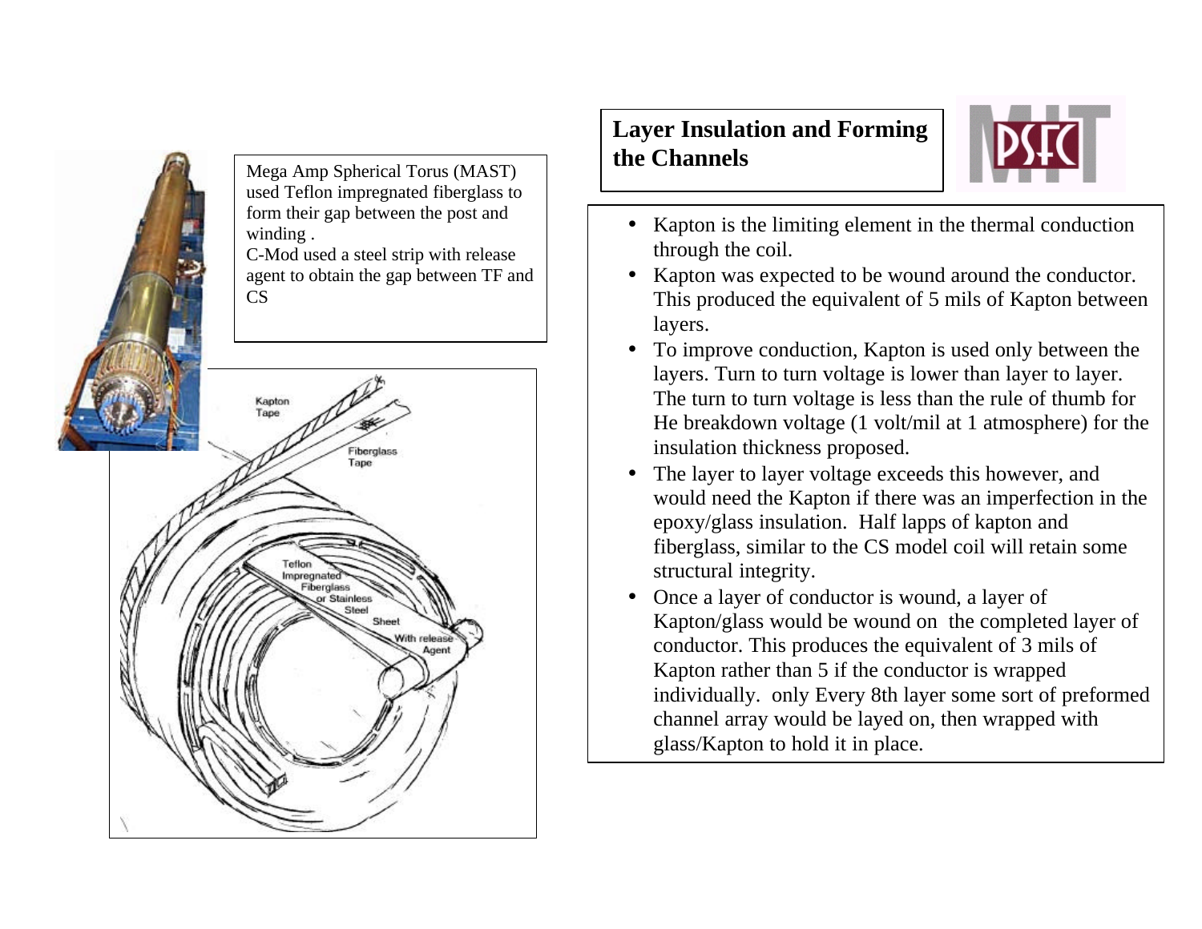# Layer Insulation and Forming the Channels

Mega Amp Spherical Torus (MAST) used Teflon impregnated fiberglass to form their gap between the post and winding .
C-Mod used a steel strip with release agent to obtain the gap between TF and CS

Kapton Tape

Fiberglass Tape

Teflon Impregnated Fiberglass or Stainless Steel Sheet With release Agent

- Kapton is the limiting element in the thermal conduction through the coil.
- Kapton was expected to be wound around the conductor. This produced the equivalent of 5 mils of Kapton between layers.
- To improve conduction, Kapton is used only between the layers. Turn to turn voltage is lower than layer to layer. The turn to turn voltage is less than the rule of thumb for He breakdown voltage (1 volt/mil at 1 atmosphere) for the insulation thickness proposed.
- The layer to layer voltage exceeds this however, and would need the Kapton if there was an imperfection in the epoxy/glass insulation. Half lapps of kapton and fiberglass, similar to the CS model coil will retain some structural integrity.
- Once a layer of conductor is wound, a layer of Kapton/glass would be wound on the completed layer of conductor. This produces the equivalent of 3 mils of Kapton rather than 5 if the conductor is wrapped individually. only Every 8th layer some sort of preformed channel array would be layed on, then wrapped with glass/Kapton to hold it in place.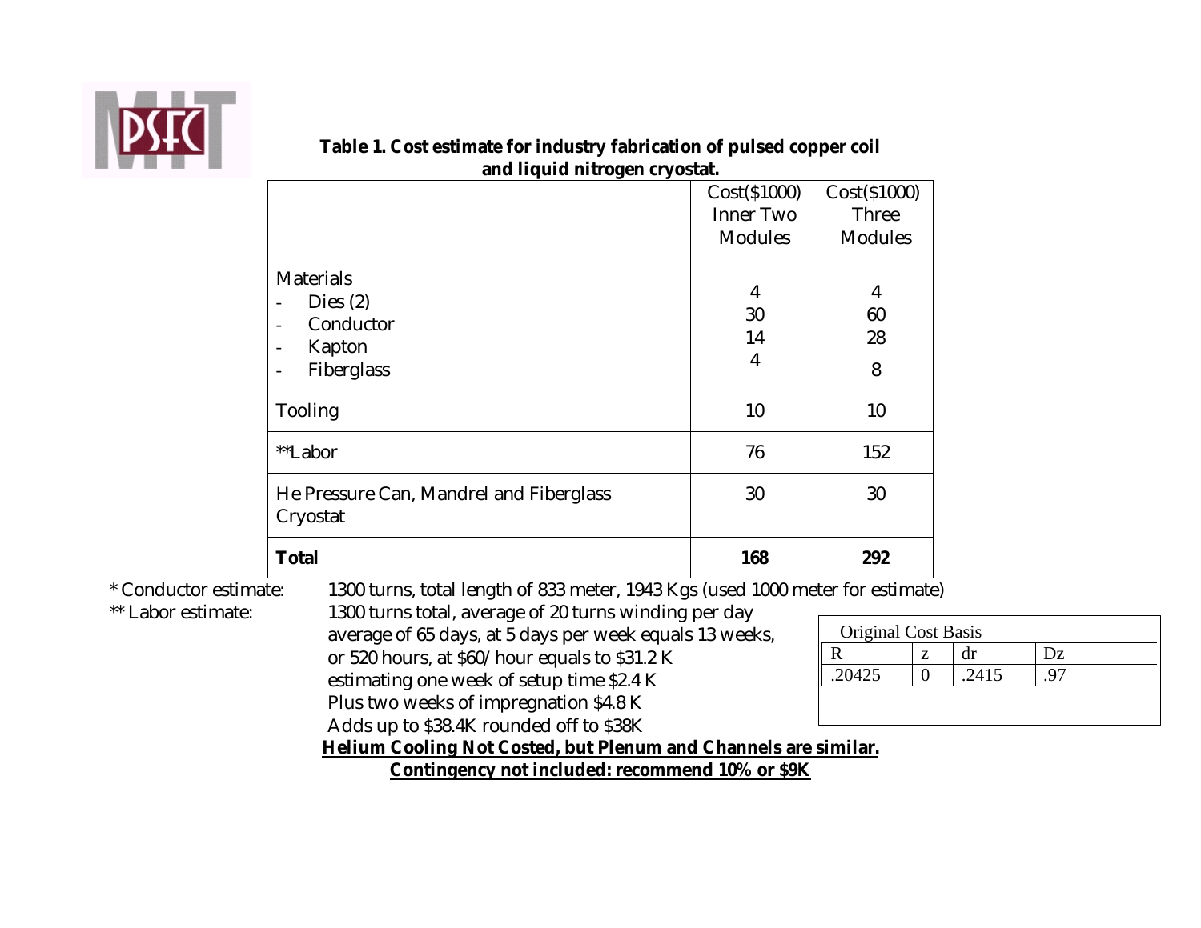**Table 1. Cost estimate for industry fabrication of pulsed copper coil and liquid nitrogen cryostat.**

| | Cost($1000) Inner Two Modules | Cost($1000) Three Modules |
|---|---|---|
| Materials<br>- Dies (2)<br>- Conductor<br>- Kapton<br>- Fiberglass | <br>4<br>30<br>14<br>4 | <br>4<br>60<br>28<br>8 |
| Tooling | 10 | 10 |
| **Labor | 76 | 152 |
| He Pressure Can, Mandrel and Fiberglass Cryostat | 30 | 30 |
| **Total** | **168** | **292** |

\* Conductor estimate: 1300 turns, total length of 833 meter, 1943 Kgs (used 1000 meter for estimate)

** Labor estimate: 1300 turns total, average of 20 turns winding per day
average of 65 days, at 5 days per week equals 13 weeks,
or 520 hours, at $60/hour equals to $31.2 K
estimating one week of setup time $2.4 K
Plus two weeks of impregnation $4.8 K
Adds up to $38.4K rounded off to $38K

| Original Cost Basis | | | |
|---|---|---|---|
| R | z | dr | Dz |
| .20425 | 0 | .2415 | .97 |

<u>**Helium Cooling Not Costed, but Plenum and Channels are similar.**</u>

<u>**Contingency not included: recommend 10% or $9K**</u>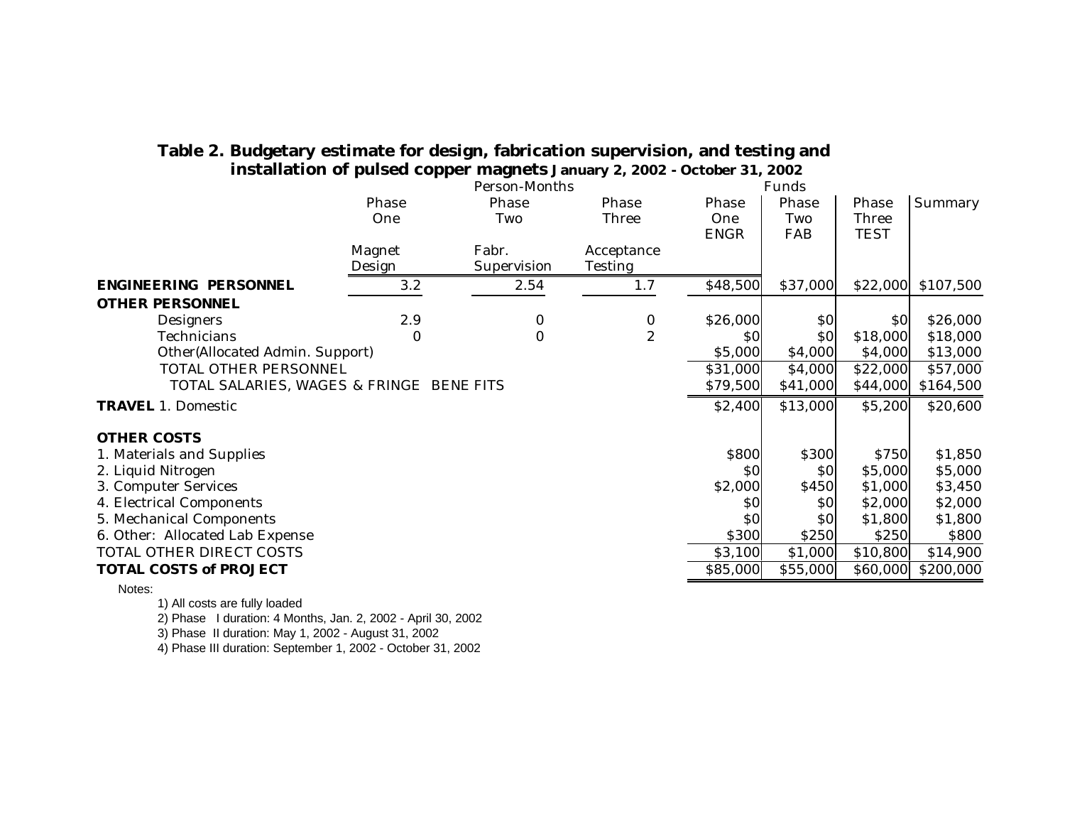**Table 2. Budgetary estimate for design, fabrication supervision, and testing and installation of pulsed copper magnets** **January 2, 2002 - October 31, 2002**

| | Person-Months | | | Funds | | | |
|---|---|---|---|---|---|---|---|
| | Phase One | Phase Two | Phase Three | Phase One ENGR | Phase Two FAB | Phase Three TEST | Summary |
| | Magnet Design | Fabr. Supervision | Acceptance Testing | | | | |
| **ENGINEERING PERSONNEL** | 3.2 | 2.54 | 1.7 | $48,500 | $37,000 | $22,000 | $107,500 |
| **OTHER PERSONNEL** | | | | | | | |
| Designers | 2.9 | 0 | 0 | $26,000 | $0 | $0 | $26,000 |
| Technicians | 0 | 0 | 2 | $0 | $0 | $18,000 | $18,000 |
| Other(Allocated Admin. Support) | | | | $5,000 | $4,000 | $4,000 | $13,000 |
| TOTAL OTHER PERSONNEL | | | | $31,000 | $4,000 | $22,000 | $57,000 |
| TOTAL SALARIES, WAGES & FRINGE BENE FITS | | | | $79,500 | $41,000 | $44,000 | $164,500 |
| **TRAVEL** 1. Domestic | | | | $2,400 | $13,000 | $5,200 | $20,600 |
| **OTHER COSTS** | | | | | | | |
| 1. Materials and Supplies | | | | $800 | $300 | $750 | $1,850 |
| 2. Liquid Nitrogen | | | | $0 | $0 | $5,000 | $5,000 |
| 3. Computer Services | | | | $2,000 | $450 | $1,000 | $3,450 |
| 4. Electrical Components | | | | $0 | $0 | $2,000 | $2,000 |
| 5. Mechanical Components | | | | $0 | $0 | $1,800 | $1,800 |
| 6. Other: Allocated Lab Expense | | | | $300 | $250 | $250 | $800 |
| TOTAL OTHER DIRECT COSTS | | | | $3,100 | $1,000 | $10,800 | $14,900 |
| **TOTAL COSTS of PROJECT** | | | | $85,000 | $55,000 | $60,000 | $200,000 |

Notes:

1) All costs are fully loaded

2) Phase I duration: 4 Months, Jan. 2, 2002 - April 30, 2002

3) Phase II duration: May 1, 2002 - August 31, 2002

4) Phase III duration: September 1, 2002 - October 31, 2002